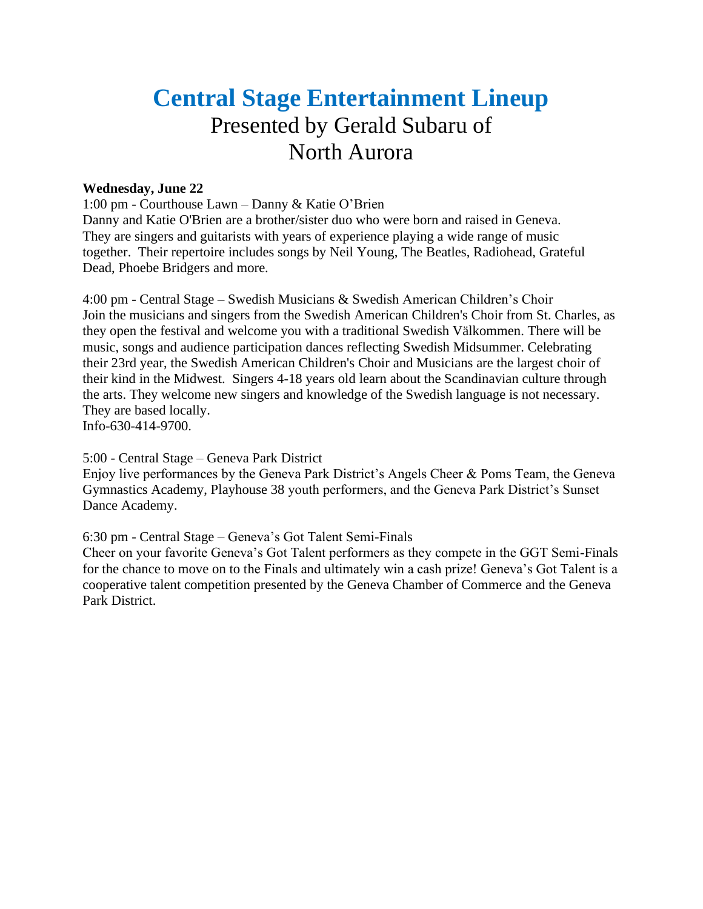# Central Stage Entertainment Lineup

Presented by Gerald Subaru of North Aurora

**Wednesday, June 22**

1:00 pm - Courthouse Lawn – Danny & Katie O'Brien

Danny and Katie O'Brien are a brother/sister duo who were born and raised in Geneva. They are singers and guitarists with years of experience playing a wide range of music together. Their repertoire includes songs by Neil Young, The Beatles, Radiohead, Grateful Dead, Phoebe Bridgers and more.

4:00 pm - Central Stage – Swedish Musicians & Swedish American Children's Choir

Join the musicians and singers from the Swedish American Children's Choir from St. Charles, as they open the festival and welcome you with a traditional Swedish Välkommen. There will be music, songs and audience participation dances reflecting Swedish Midsummer. Celebrating their 23rd year, the Swedish American Children's Choir and Musicians are the largest choir of their kind in the Midwest. Singers 4-18 years old learn about the Scandinavian culture through the arts. They welcome new singers and knowledge of the Swedish language is not necessary. They are based locally.

Info-630-414-9700.

5:00 - Central Stage – Geneva Park District

Enjoy live performances by the Geneva Park District's Angels Cheer & Poms Team, the Geneva Gymnastics Academy, Playhouse 38 youth performers, and the Geneva Park District's Sunset Dance Academy.

6:30 pm - Central Stage – Geneva's Got Talent Semi-Finals

Cheer on your favorite Geneva's Got Talent performers as they compete in the GGT Semi-Finals for the chance to move on to the Finals and ultimately win a cash prize! Geneva's Got Talent is a cooperative talent competition presented by the Geneva Chamber of Commerce and the Geneva Park District.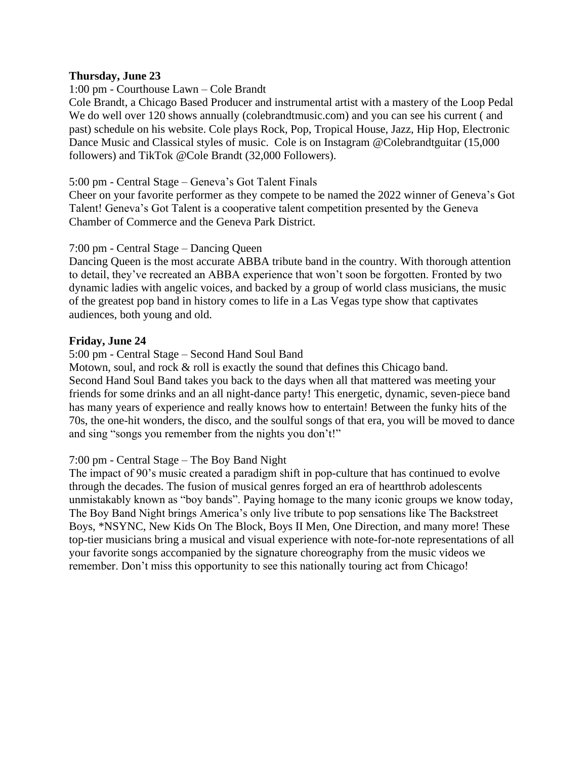**Thursday, June 23**

1:00 pm - Courthouse Lawn – Cole Brandt

Cole Brandt, a Chicago Based Producer and instrumental artist with a mastery of the Loop Pedal We do well over 120 shows annually (colebrandtmusic.com) and you can see his current ( and past) schedule on his website. Cole plays Rock, Pop, Tropical House, Jazz, Hip Hop, Electronic Dance Music and Classical styles of music. Cole is on Instagram @Colebrandtguitar (15,000 followers) and TikTok @Cole Brandt (32,000 Followers).

5:00 pm - Central Stage – Geneva's Got Talent Finals

Cheer on your favorite performer as they compete to be named the 2022 winner of Geneva's Got Talent! Geneva's Got Talent is a cooperative talent competition presented by the Geneva Chamber of Commerce and the Geneva Park District.

7:00 pm - Central Stage – Dancing Queen

Dancing Queen is the most accurate ABBA tribute band in the country. With thorough attention to detail, they've recreated an ABBA experience that won't soon be forgotten. Fronted by two dynamic ladies with angelic voices, and backed by a group of world class musicians, the music of the greatest pop band in history comes to life in a Las Vegas type show that captivates audiences, both young and old.

**Friday, June 24**

5:00 pm - Central Stage – Second Hand Soul Band

Motown, soul, and rock & roll is exactly the sound that defines this Chicago band. Second Hand Soul Band takes you back to the days when all that mattered was meeting your friends for some drinks and an all night-dance party! This energetic, dynamic, seven-piece band has many years of experience and really knows how to entertain! Between the funky hits of the 70s, the one-hit wonders, the disco, and the soulful songs of that era, you will be moved to dance and sing "songs you remember from the nights you don't!"

7:00 pm - Central Stage – The Boy Band Night

The impact of 90's music created a paradigm shift in pop-culture that has continued to evolve through the decades. The fusion of musical genres forged an era of heartthrob adolescents unmistakably known as "boy bands". Paying homage to the many iconic groups we know today, The Boy Band Night brings America's only live tribute to pop sensations like The Backstreet Boys, *NSYNC, New Kids On The Block, Boys II Men, One Direction, and many more! These top-tier musicians bring a musical and visual experience with note-for-note representations of all your favorite songs accompanied by the signature choreography from the music videos we remember. Don't miss this opportunity to see this nationally touring act from Chicago!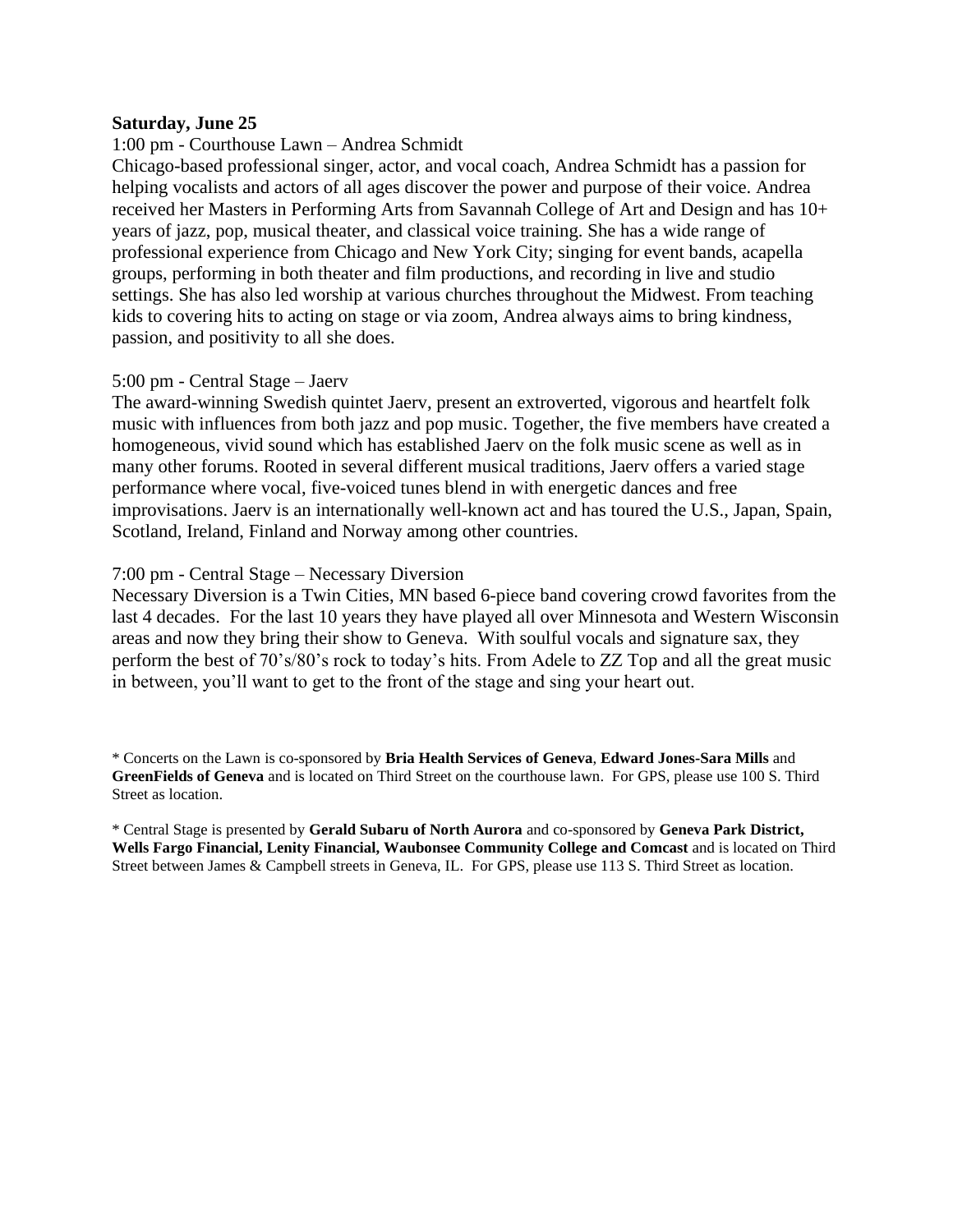**Saturday, June 25**

1:00 pm - Courthouse Lawn – Andrea Schmidt

Chicago-based professional singer, actor, and vocal coach, Andrea Schmidt has a passion for helping vocalists and actors of all ages discover the power and purpose of their voice. Andrea received her Masters in Performing Arts from Savannah College of Art and Design and has 10+ years of jazz, pop, musical theater, and classical voice training. She has a wide range of professional experience from Chicago and New York City; singing for event bands, acapella groups, performing in both theater and film productions, and recording in live and studio settings. She has also led worship at various churches throughout the Midwest. From teaching kids to covering hits to acting on stage or via zoom, Andrea always aims to bring kindness, passion, and positivity to all she does.

5:00 pm - Central Stage – Jaerv

The award-winning Swedish quintet Jaerv, present an extroverted, vigorous and heartfelt folk music with influences from both jazz and pop music. Together, the five members have created a homogeneous, vivid sound which has established Jaerv on the folk music scene as well as in many other forums. Rooted in several different musical traditions, Jaerv offers a varied stage performance where vocal, five-voiced tunes blend in with energetic dances and free improvisations. Jaerv is an internationally well-known act and has toured the U.S., Japan, Spain, Scotland, Ireland, Finland and Norway among other countries.

7:00 pm - Central Stage – Necessary Diversion

Necessary Diversion is a Twin Cities, MN based 6-piece band covering crowd favorites from the last 4 decades. For the last 10 years they have played all over Minnesota and Western Wisconsin areas and now they bring their show to Geneva. With soulful vocals and signature sax, they perform the best of 70's/80's rock to today's hits. From Adele to ZZ Top and all the great music in between, you'll want to get to the front of the stage and sing your heart out.

* Concerts on the Lawn is co-sponsored by **Bria Health Services of Geneva**, **Edward Jones-Sara Mills** and **GreenFields of Geneva** and is located on Third Street on the courthouse lawn. For GPS, please use 100 S. Third Street as location.

* Central Stage is presented by **Gerald Subaru of North Aurora** and co-sponsored by **Geneva Park District, Wells Fargo Financial, Lenity Financial, Waubonsee Community College and Comcast** and is located on Third Street between James & Campbell streets in Geneva, IL. For GPS, please use 113 S. Third Street as location.